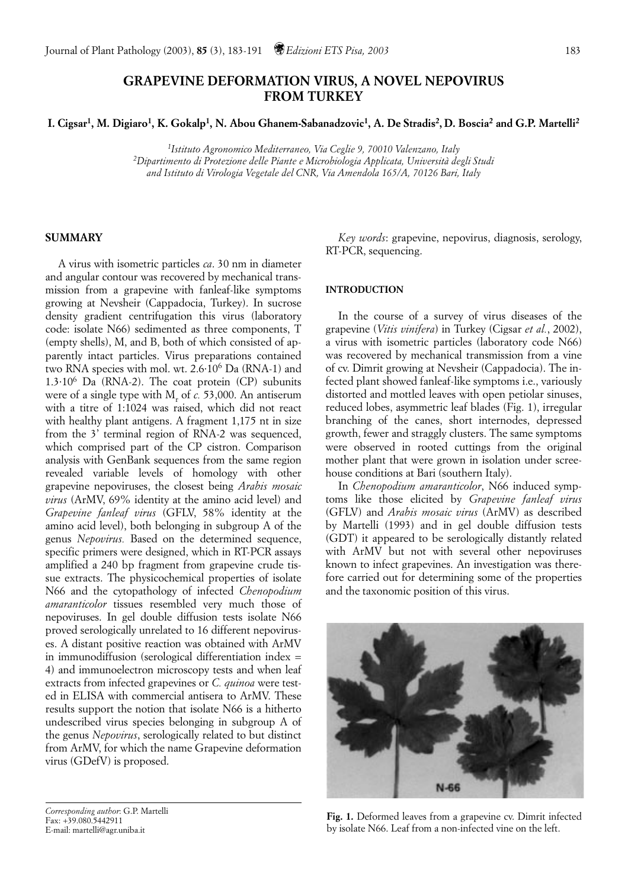# GRAPEVINE DEFORMATION VIRUS, A NOVEL NEPOVIRUS FROM TURKEY

**I. Cigsar[1], M. Digiaro[1], K. Gokalp[1], N. Abou Ghanem-Sabanadzovic[1], A. De Stradis[2], D. Boscia[2] and G.P. Martelli[2]**

*[1]Istituto Agronomico Mediterraneo, Via Ceglie 9, 70010 Valenzano, Italy*
*[2]Dipartimento di Protezione delle Piante e Microbiologia Applicata, Università degli Studi and Istituto di Virologia Vegetale del CNR, Via Amendola 165/A, 70126 Bari, Italy*

## SUMMARY

A virus with isometric particles *ca*. 30 nm in diameter and angular contour was recovered by mechanical transmission from a grapevine with fanleaf-like symptoms growing at Nevsheir (Cappadocia, Turkey). In sucrose density gradient centrifugation this virus (laboratory code: isolate N66) sedimented as three components, T (empty shells), M, and B, both of which consisted of apparently intact particles. Virus preparations contained two RNA species with mol. wt. $2.6{\cdot}10^6$ Da (RNA-1) and $1.3{\cdot}10^6$ Da (RNA-2). The coat protein (CP) subunits were of a single type with $M_r$ of *c.* 53,000. An antiserum with a titre of 1:1024 was raised, which did not react with healthy plant antigens. A fragment 1,175 nt in size from the 3' terminal region of RNA-2 was sequenced, which comprised part of the CP cistron. Comparison analysis with GenBank sequences from the same region revealed variable levels of homology with other grapevine nepoviruses, the closest being *Arabis mosaic virus* (ArMV, 69% identity at the amino acid level) and *Grapevine fanleaf virus* (GFLV, 58% identity at the amino acid level), both belonging in subgroup A of the genus *Nepovirus.* Based on the determined sequence, specific primers were designed, which in RT-PCR assays amplified a 240 bp fragment from grapevine crude tissue extracts. The physicochemical properties of isolate N66 and the cytopathology of infected *Chenopodium amaranticolor* tissues resembled very much those of nepoviruses. In gel double diffusion tests isolate N66 proved serologically unrelated to 16 different nepoviruses. A distant positive reaction was obtained with ArMV in immunodiffusion (serological differentiation index = 4) and immunoelectron microscopy tests and when leaf extracts from infected grapevines or *C. quinoa* were tested in ELISA with commercial antisera to ArMV. These results support the notion that isolate N66 is a hitherto undescribed virus species belonging in subgroup A of the genus *Nepovirus*, serologically related to but distinct from ArMV, for which the name Grapevine deformation virus (GDefV) is proposed.

*Key words*: grapevine, nepovirus, diagnosis, serology, RT-PCR, sequencing.

## INTRODUCTION

In the course of a survey of virus diseases of the grapevine (*Vitis vinifera*) in Turkey (Cigsar *et al.*, 2002), a virus with isometric particles (laboratory code N66) was recovered by mechanical transmission from a vine of cv. Dimrit growing at Nevsheir (Cappadocia). The infected plant showed fanleaf-like symptoms i.e., variously distorted and mottled leaves with open petiolar sinuses, reduced lobes, asymmetric leaf blades (Fig. 1), irregular branching of the canes, short internodes, depressed growth, fewer and straggly clusters. The same symptoms were observed in rooted cuttings from the original mother plant that were grown in isolation under screehouse conditions at Bari (southern Italy).

In *Chenopodium amaranticolor*, N66 induced symptoms like those elicited by *Grapevine fanleaf virus* (GFLV) and *Arabis mosaic virus* (ArMV) as described by Martelli (1993) and in gel double diffusion tests (GDT) it appeared to be serologically distantly related with ArMV but not with several other nepoviruses known to infect grapevines. An investigation was therefore carried out for determining some of the properties and the taxonomic position of this virus.

**Fig. 1.** Deformed leaves from a grapevine cv. Dimrit infected by isolate N66. Leaf from a non-infected vine on the left.

*Corresponding author*: G.P. Martelli
Fax: +39.080.5442911
E-mail: martelli@agr.uniba.it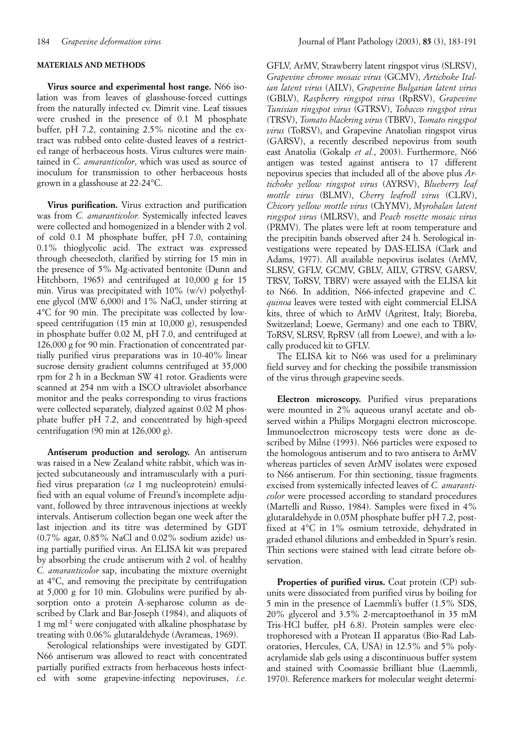## MATERIALS AND METHODS

**Virus source and experimental host range.** N66 isolation was from leaves of glasshouse-forced cuttings from the naturally infected cv. Dimrit vine. Leaf tissues were crushed in the presence of 0.1 M phosphate buffer, pH 7.2, containing 2.5% nicotine and the extract was rubbed onto celite-dusted leaves of a restricted range of herbaceous hosts. Virus cultures were maintained in *C. amaranticolor*, which was used as source of inoculum for transmission to other herbaceous hosts grown in a glasshouse at 22-24°C.

**Virus purification.** Virus extraction and purification was from *C. amaranticolor.* Systemically infected leaves were collected and homogenized in a blender with 2 vol. of cold 0.1 M phosphate buffer, pH 7.0, containing 0.1% thioglycolic acid. The extract was expressed through cheesecloth, clarified by stirring for 15 min in the presence of 5% Mg-activated bentonite (Dunn and Hitchborn, 1965) and centrifuged at 10,000 g for 15 min. Virus was precipitated with 10% (w/v) polyethylene glycol (MW 6,000) and 1% NaCl, under stirring at 4°C for 90 min. The precipitate was collected by low-speed centrifugation (15 min at 10,000 g), resuspended in phosphate buffer 0.02 M, pH 7.0, and centrifuged at 126,000 g for 90 min. Fractionation of concentrated partially purified virus preparations was in 10-40% linear sucrose density gradient columns centrifuged at 35,000 rpm for 2 h in a Beckman SW 41 rotor. Gradients were scanned at 254 nm with a ISCO ultraviolet absorbance monitor and the peaks corresponding to virus fractions were collected separately, dialyzed against 0.02 M phosphate buffer pH 7.2, and concentrated by high-speed centrifugation (90 min at 126,000 g).

**Antiserum production and serology.** An antiserum was raised in a New Zealand white rabbit, which was injected subcutaneously and intramuscularly with a purified virus preparation (*ca* 1 mg nucleoprotein) emulsified with an equal volume of Freund's incomplete adjuvant, followed by three intravenous injections at weekly intervals. Antiserum collection began one week after the last injection and its titre was determined by GDT (0.7% agar, 0.85% NaCl and 0.02% sodium azide) using partially purified virus. An ELISA kit was prepared by absorbing the crude antiserum with 2 vol. of healthy *C. amaranticolor* sap, incubating the mixture overnight at 4°C, and removing the precipitate by centrifugation at 5,000 g for 10 min. Globulins were purified by absorption onto a protein A-sepharose column as described by Clark and Bar-Joseph (1984), and aliquots of 1 mg ml$^{-1}$ were conjugated with alkaline phosphatase by treating with 0.06% glutaraldehyde (Avrameas, 1969).

Serological relationships were investigated by GDT. N66 antiserum was allowed to react with concentrated partially purified extracts from herbaceous hosts infected with some grapevine-infecting nepoviruses, *i.e.* GFLV, ArMV, Strawberry latent ringspot virus (SLRSV), *Grapevine chrome mosaic virus* (GCMV), *Artichoke Italian latent virus* (AILV), *Grapevine Bulgarian latent virus* (GBLV), *Raspberry ringspot virus* (RpRSV), *Grapevine Tunisian ringspot virus* (GTRSV), *Tobacco ringspot virus* (TRSV), *Tomato blackring virus* (TBRV), *Tomato ringspot virus* (ToRSV), and Grapevine Anatolian ringspot virus (GARSV), a recently described nepovirus from south east Anatolia (Gokalp *et al.*, 2003). Furthermore, N66 antigen was tested against antisera to 17 different nepovirus species that included all of the above plus *Artichoke yellow ringspot virus* (AYRSV), *Blueberry leaf mottle virus* (BLMV), *Cherry leafroll virus* (CLRV), *Chicory yellow mottle virus* (ChYMV), *Myrobalan latent ringspot virus* (MLRSV), and *Peach rosette mosaic virus* (PRMV). The plates were left at room temperature and the precipitin bands observed after 24 h. Serological investigations were repeated by DAS-ELISA (Clark and Adams, 1977). All available nepovirus isolates (ArMV, SLRSV, GFLV, GCMV, GBLV, AILV, GTRSV, GARSV, TRSV, ToRSV, TBRV) were assayed with the ELISA kit to N66. In addition, N66-infected grapevine and *C. quinoa* leaves were tested with eight commercial ELISA kits, three of which to ArMV (Agritest, Italy; Bioreba, Switzerland; Loewe, Germany) and one each to TBRV, ToRSV, SLRSV, RpRSV (all from Loewe), and with a locally produced kit to GFLV.

The ELISA kit to N66 was used for a preliminary field survey and for checking the possibile transmission of the virus through grapevine seeds.

**Electron microscopy.** Purified virus preparations were mounted in 2% aqueous uranyl acetate and observed within a Philips Morgagni electron microscope. Immunoelectron microscopy tests were done as described by Milne (1993). N66 particles were exposed to the homologous antiserum and to two antisera to ArMV whereas particles of seven ArMV isolates were exposed to N66 antiserum. For thin sectioning, tissue fragments excised from systemically infected leaves of *C. amaranticolor* were processed according to standard procedures (Martelli and Russo, 1984). Samples were fixed in 4% glutaraldehyde in 0.05M phosphate buffer pH 7.2, post-fixed at 4°C in 1% osmium tetroxide, dehydrated in graded ethanol dilutions and embedded in Spurr's resin. Thin sections were stained with lead citrate before observation.

**Properties of purified virus.** Coat protein (CP) subunits were dissociated from purified virus by boiling for 5 min in the presence of Laemmli's buffer (1.5% SDS, 20% glycerol and 3.5% 2-mercaptoethanol in 35 mM Tris-HCl buffer, pH 6.8). Protein samples were electrophoresed with a Protean II apparatus (Bio-Rad Laboratories, Hercules, CA, USA) in 12.5% and 5% polyacrylamide slab gels using a discontinuous buffer system and stained with Coomassie brilliant blue (Laemmli, 1970). Reference markers for molecular weight determi-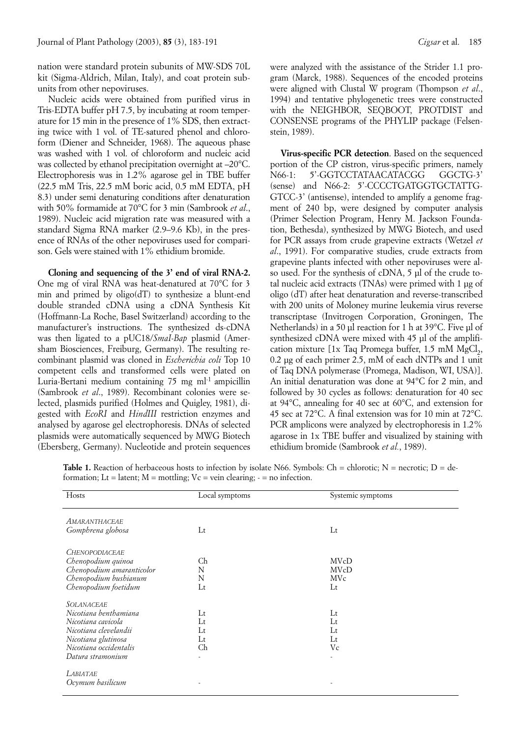nation were standard protein subunits of MW-SDS 70L kit (Sigma-Aldrich, Milan, Italy), and coat protein subunits from other nepoviruses.

Nucleic acids were obtained from purified virus in Tris-EDTA buffer pH 7.5, by incubating at room temperature for 15 min in the presence of 1% SDS, then extracting twice with 1 vol. of TE-satured phenol and chloroform (Diener and Schneider, 1968). The aqueous phase was washed with 1 vol. of chloroform and nucleic acid was collected by ethanol precipitation overnight at –20°C. Electrophoresis was in 1.2% agarose gel in TBE buffer (22.5 mM Tris, 22.5 mM boric acid, 0.5 mM EDTA, pH 8.3) under semi denaturing conditions after denaturation with 50% formamide at 70°C for 3 min (Sambrook *et al.*, 1989). Nucleic acid migration rate was measured with a standard Sigma RNA marker (2.9–9.6 Kb), in the presence of RNAs of the other nepoviruses used for comparison. Gels were stained with 1% ethidium bromide.

**Cloning and sequencing of the 3' end of viral RNA-2.** One mg of viral RNA was heat-denatured at 70°C for 3 min and primed by oligo(dT) to synthesize a blunt-end double stranded cDNA using a cDNA Synthesis Kit (Hoffmann-La Roche, Basel Switzerland) according to the manufacturer's instructions. The synthesized ds-cDNA was then ligated to a pUC18/*SmaI-Bap* plasmid (Amersham Biosciences, Freiburg, Germany). The resulting recombinant plasmid was cloned in *Escherichia coli* Top 10 competent cells and transformed cells were plated on Luria-Bertani medium containing 75 mg $ml^{-1}$ ampicillin (Sambrook *et al.*, 1989). Recombinant colonies were selected, plasmids purified (Holmes and Quigley, 1981), digested with *EcoRI* and *HindIII* restriction enzymes and analysed by agarose gel electrophoresis. DNAs of selected plasmids were automatically sequenced by MWG Biotech (Ebersberg, Germany). Nucleotide and protein sequences were analyzed with the assistance of the Strider 1.1 program (Marck, 1988). Sequences of the encoded proteins were aligned with Clustal W program (Thompson *et al.*, 1994) and tentative phylogenetic trees were constructed with the NEIGHBOR, SEQBOOT, PROTDIST and CONSENSE programs of the PHYLIP package (Felsenstein, 1989).

**Virus-specific PCR detection**. Based on the sequenced portion of the CP cistron, virus-specific primers, namely N66-1: 5'-GGTCCTATAACATACGG GGCTG-3' (sense) and N66-2: 5'-CCCCTGATGGTGCTATTG-GTCC-3' (antisense), intended to amplify a genome fragment of 240 bp, were designed by computer analysis (Primer Selection Program, Henry M. Jackson Foundation, Bethesda), synthesized by MWG Biotech, and used for PCR assays from crude grapevine extracts (Wetzel *et al.*, 1991). For comparative studies, crude extracts from grapevine plants infected with other nepoviruses were also used. For the synthesis of cDNA, 5 µl of the crude total nucleic acid extracts (TNAs) were primed with 1 µg of oligo (dT) after heat denaturation and reverse-transcribed with 200 units of Moloney murine leukemia virus reverse transcriptase (Invitrogen Corporation, Groningen, The Netherlands) in a 50 µl reaction for 1 h at 39°C. Five µl of synthesized cDNA were mixed with 45 µl of the amplification mixture [1x Taq Promega buffer, 1.5 mM $MgCl_2$, 0.2 µg of each primer 2.5, mM of each dNTPs and 1 unit of Taq DNA polymerase (Promega, Madison, WI, USA)]. An initial denaturation was done at 94°C for 2 min, and followed by 30 cycles as follows: denaturation for 40 sec at 94°C, annealing for 40 sec at 60°C, and extension for 45 sec at 72°C. A final extension was for 10 min at 72°C. PCR amplicons were analyzed by electrophoresis in 1.2% agarose in 1x TBE buffer and visualized by staining with ethidium bromide (Sambrook *et al.*, 1989).

**Table 1.** Reaction of herbaceous hosts to infection by isolate N66. Symbols: Ch = chlorotic; N = necrotic; D = deformation; Lt = latent; M = mottling; Vc = vein clearing; - = no infection.

| Hosts | Local symptoms | Systemic symptoms |
|---|---|---|
| *AMARANTHACEAE* | | |
| *Gomphrena globosa* | Lt | Lt |
| *CHENOPODIACEAE* | | |
| *Chenopodium quinoa* | Ch | MVcD |
| *Chenopodium amaranticolor* | N | MVcD |
| *Chenopodium bushianum* | N | MVc |
| *Chenopodium foetidum* | Lt | Lt |
| *SOLANACEAE* | | |
| *Nicotiana benthamiana* | Lt | Lt |
| *Nicotiana cavicola* | Lt | Lt |
| *Nicotiana clevelandii* | Lt | Lt |
| *Nicotiana glutinosa* | Lt | Lt |
| *Nicotiana occidentalis* | Ch | Vc |
| *Datura stramonium* | - | - |
| *LABIATAE* | | |
| *Ocymum basilicum* | - | - |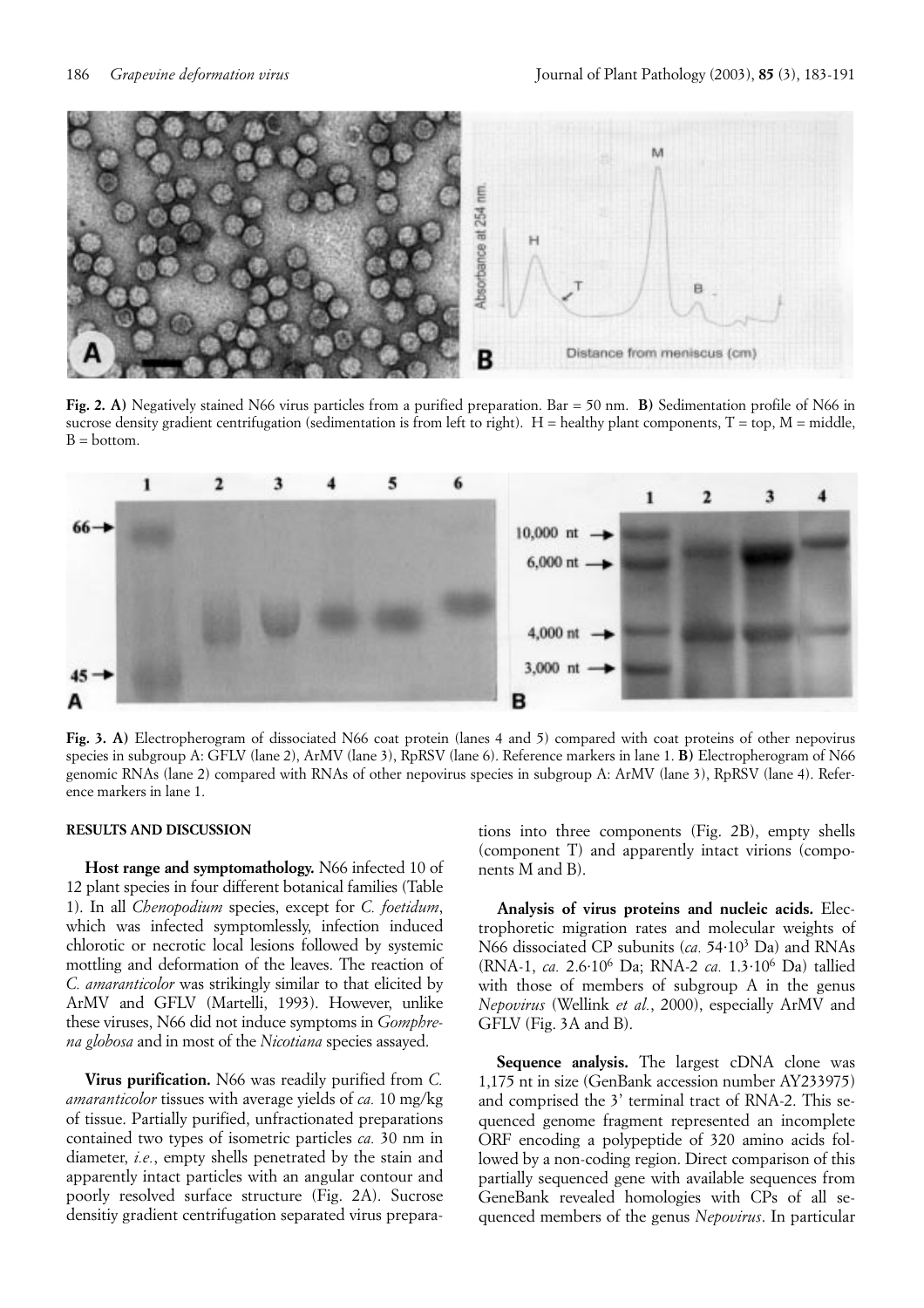**Fig. 2. A)** Negatively stained N66 virus particles from a purified preparation. Bar = 50 nm. **B)** Sedimentation profile of N66 in sucrose density gradient centrifugation (sedimentation is from left to right). H = healthy plant components, T = top, M = middle, B = bottom.

**Fig. 3. A)** Electropherogram of dissociated N66 coat protein (lanes 4 and 5) compared with coat proteins of other nepovirus species in subgroup A: GFLV (lane 2), ArMV (lane 3), RpRSV (lane 6). Reference markers in lane 1. **B)** Electropherogram of N66 genomic RNAs (lane 2) compared with RNAs of other nepovirus species in subgroup A: ArMV (lane 3), RpRSV (lane 4). Reference markers in lane 1.

## RESULTS AND DISCUSSION

**Host range and symptomathology.** N66 infected 10 of 12 plant species in four different botanical families (Table 1). In all *Chenopodium* species, except for *C. foetidum*, which was infected symptomlessly, infection induced chlorotic or necrotic local lesions followed by systemic mottling and deformation of the leaves. The reaction of *C. amaranticolor* was strikingly similar to that elicited by ArMV and GFLV (Martelli, 1993). However, unlike these viruses, N66 did not induce symptoms in *Gomphrena globosa* and in most of the *Nicotiana* species assayed.

**Virus purification.** N66 was readily purified from *C. amaranticolor* tissues with average yields of *ca.* 10 mg/kg of tissue. Partially purified, unfractionated preparations contained two types of isometric particles *ca.* 30 nm in diameter, *i.e.*, empty shells penetrated by the stain and apparently intact particles with an angular contour and poorly resolved surface structure (Fig. 2A). Sucrose densitiy gradient centrifugation separated virus preparations into three components (Fig. 2B), empty shells (component T) and apparently intact virions (components M and B).

**Analysis of virus proteins and nucleic acids.** Electrophoretic migration rates and molecular weights of N66 dissociated CP subunits (*ca.* $54{\cdot}10^3$ Da) and RNAs (RNA-1, *ca.* $2.6{\cdot}10^6$ Da; RNA-2 *ca.* $1.3{\cdot}10^6$ Da) tallied with those of members of subgroup A in the genus *Nepovirus* (Wellink *et al.*, 2000), especially ArMV and GFLV (Fig. 3A and B).

**Sequence analysis.** The largest cDNA clone was 1,175 nt in size (GenBank accession number AY233975) and comprised the 3' terminal tract of RNA-2. This sequenced genome fragment represented an incomplete ORF encoding a polypeptide of 320 amino acids followed by a non-coding region. Direct comparison of this partially sequenced gene with available sequences from GeneBank revealed homologies with CPs of all sequenced members of the genus *Nepovirus*. In particular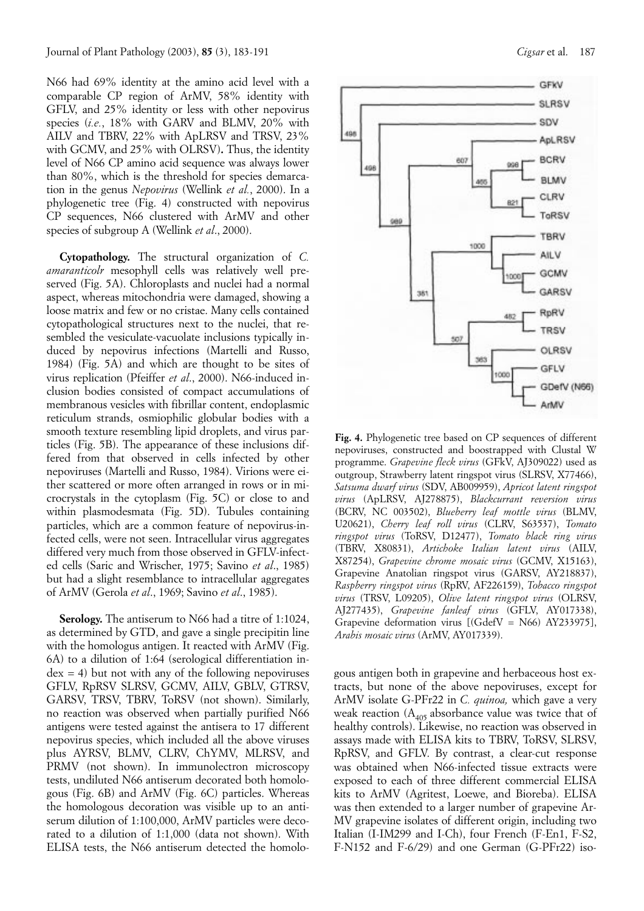N66 had 69% identity at the amino acid level with a comparable CP region of ArMV, 58% identity with GFLV, and 25% identity or less with other nepovirus species (*i.e.*, 18% with GARV and BLMV, 20% with AILV and TBRV, 22% with ApLRSV and TRSV, 23% with GCMV, and 25% with OLRSV)**.** Thus, the identity level of N66 CP amino acid sequence was always lower than 80%, which is the threshold for species demarcation in the genus *Nepovirus* (Wellink *et al.*, 2000). In a phylogenetic tree (Fig. 4) constructed with nepovirus CP sequences, N66 clustered with ArMV and other species of subgroup A (Wellink *et al*., 2000).

**Cytopathology.** The structural organization of *C. amaranticolr* mesophyll cells was relatively well preserved (Fig. 5A). Chloroplasts and nuclei had a normal aspect, whereas mitochondria were damaged, showing a loose matrix and few or no cristae. Many cells contained cytopathological structures next to the nuclei, that resembled the vesiculate-vacuolate inclusions typically induced by nepovirus infections (Martelli and Russo, 1984) (Fig. 5A) and which are thought to be sites of virus replication (Pfeiffer *et al*., 2000). N66-induced inclusion bodies consisted of compact accumulations of membranous vesicles with fibrillar content, endoplasmic reticulum strands, osmiophilic globular bodies with a smooth texture resembling lipid droplets, and virus particles (Fig. 5B). The appearance of these inclusions differed from that observed in cells infected by other nepoviruses (Martelli and Russo, 1984). Virions were either scattered or more often arranged in rows or in microcrystals in the cytoplasm (Fig. 5C) or close to and within plasmodesmata (Fig. 5D). Tubules containing particles, which are a common feature of nepovirus-infected cells, were not seen. Intracellular virus aggregates differed very much from those observed in GFLV-infected cells (Saric and Wrischer, 1975; Savino *et al*., 1985) but had a slight resemblance to intracellular aggregates of ArMV (Gerola *et al*., 1969; Savino *et al*., 1985).

**Serology.** The antiserum to N66 had a titre of 1:1024, as determined by GTD, and gave a single precipitin line with the homologus antigen. It reacted with ArMV (Fig. 6A) to a dilution of 1:64 (serological differentiation index = 4) but not with any of the following nepoviruses GFLV, RpRSV SLRSV, GCMV, AILV, GBLV, GTRSV, GARSV, TRSV, TBRV, ToRSV (not shown). Similarly, no reaction was observed when partially purified N66 antigens were tested against the antisera to 17 different nepovirus species, which included all the above viruses plus AYRSV, BLMV, CLRV, ChYMV, MLRSV, and PRMV (not shown). In immunoelectron microscopy tests, undiluted N66 antiserum decorated both homologous (Fig. 6B) and ArMV (Fig. 6C) particles. Whereas the homologous decoration was visible up to an antiserum dilution of 1:100,000, ArMV particles were decorated to a dilution of 1:1,000 (data not shown). With ELISA tests, the N66 antiserum detected the homologous antigen both in grapevine and herbaceous host extracts, but none of the above nepoviruses, except for ArMV isolate G-PFr22 in *C. quinoa,* which gave a very weak reaction ($A_{405}$ absorbance value was twice that of healthy controls). Likewise, no reaction was observed in assays made with ELISA kits to TBRV, ToRSV, SLRSV, RpRSV, and GFLV. By contrast, a clear-cut response was obtained when N66-infected tissue extracts were exposed to each of three different commercial ELISA kits to ArMV (Agritest, Loewe, and Bioreba). ELISA was then extended to a larger number of grapevine ArMV grapevine isolates of different origin, including two Italian (I-IM299 and I-Ch), four French (F-En1, F-S2, F-N152 and F-6/29) and one German (G-PFr22) iso-

**Fig. 4.** Phylogenetic tree based on CP sequences of different nepoviruses, constructed and boostrapped with Clustal W programme. *Grapevine fleck virus* (GFkV, AJ309022) used as outgroup, Strawberry latent ringspot virus (SLRSV, X77466), *Satsuma dwarf virus* (SDV, AB009959), *Apricot latent ringspot virus* (ApLRSV, AJ278875), *Blackcurrant reversion virus* (BCRV, NC 003502), *Blueberry leaf mottle virus* (BLMV, U20621), *Cherry leaf roll virus* (CLRV, S63537), *Tomato ringspot virus* (ToRSV, D12477), *Tomato black ring virus* (TBRV, X80831), *Artichoke Italian latent virus* (AILV, X87254), *Grapevine chrome mosaic virus* (GCMV, X15163), Grapevine Anatolian ringspot virus (GARSV, AY218837), *Raspberry ringspot virus* (RpRV, AF226159), *Tobacco ringspot virus* (TRSV, L09205), *Olive latent ringspot virus* (OLRSV, AJ277435), *Grapevine fanleaf virus* (GFLV, AY017338), Grapevine deformation virus [(GdefV = N66) AY233975], *Arabis mosaic virus* (ArMV, AY017339).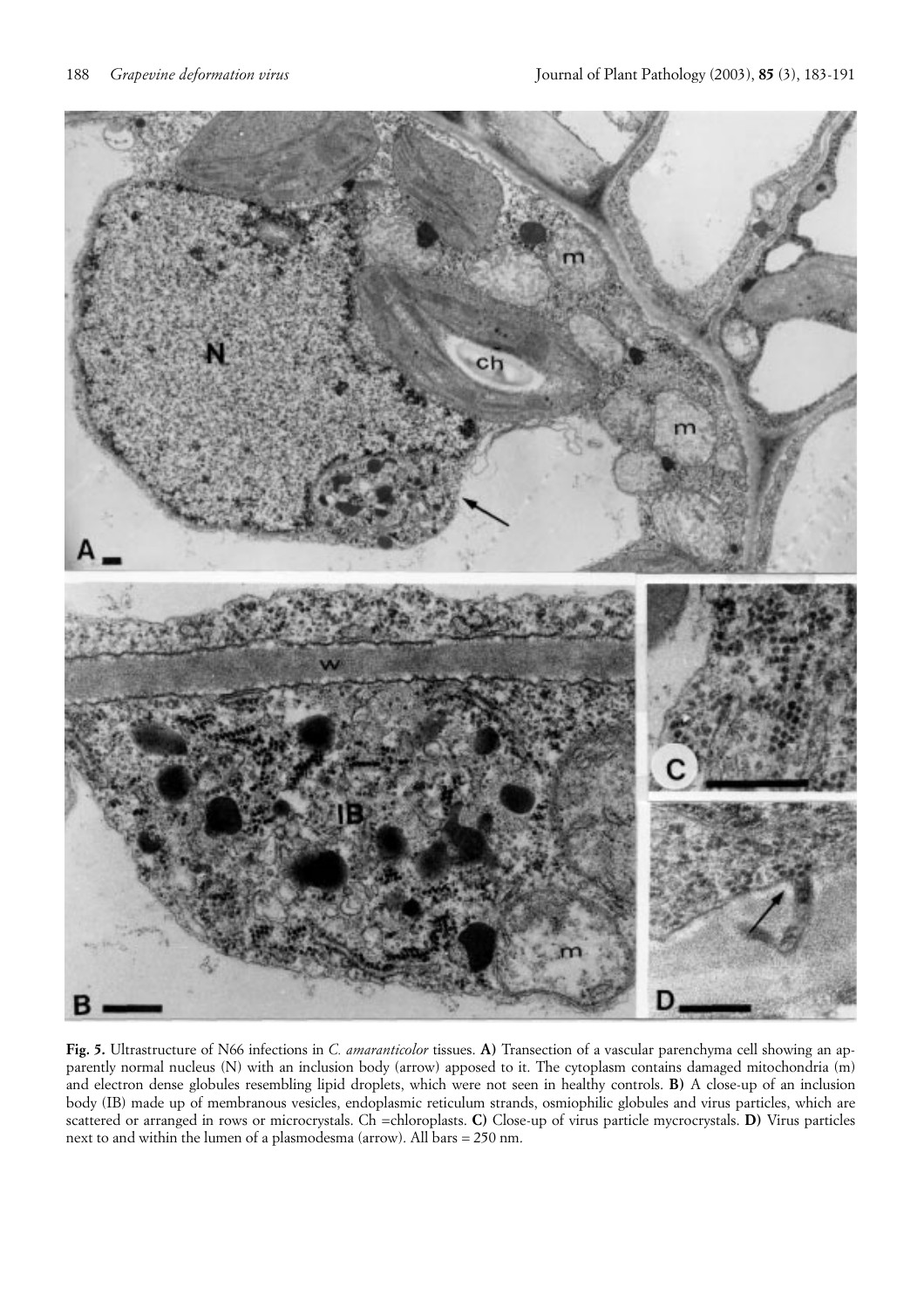**Fig. 5.** Ultrastructure of N66 infections in *C. amaranticolor* tissues. **A)** Transection of a vascular parenchyma cell showing an apparently normal nucleus (N) with an inclusion body (arrow) apposed to it. The cytoplasm contains damaged mitochondria (m) and electron dense globules resembling lipid droplets, which were not seen in healthy controls. **B)** A close-up of an inclusion body (IB) made up of membranous vesicles, endoplasmic reticulum strands, osmiophilic globules and virus particles, which are scattered or arranged in rows or microcrystals. Ch =chloroplasts. **C)** Close-up of virus particle mycrocrystals. **D)** Virus particles next to and within the lumen of a plasmodesma (arrow). All bars = 250 nm.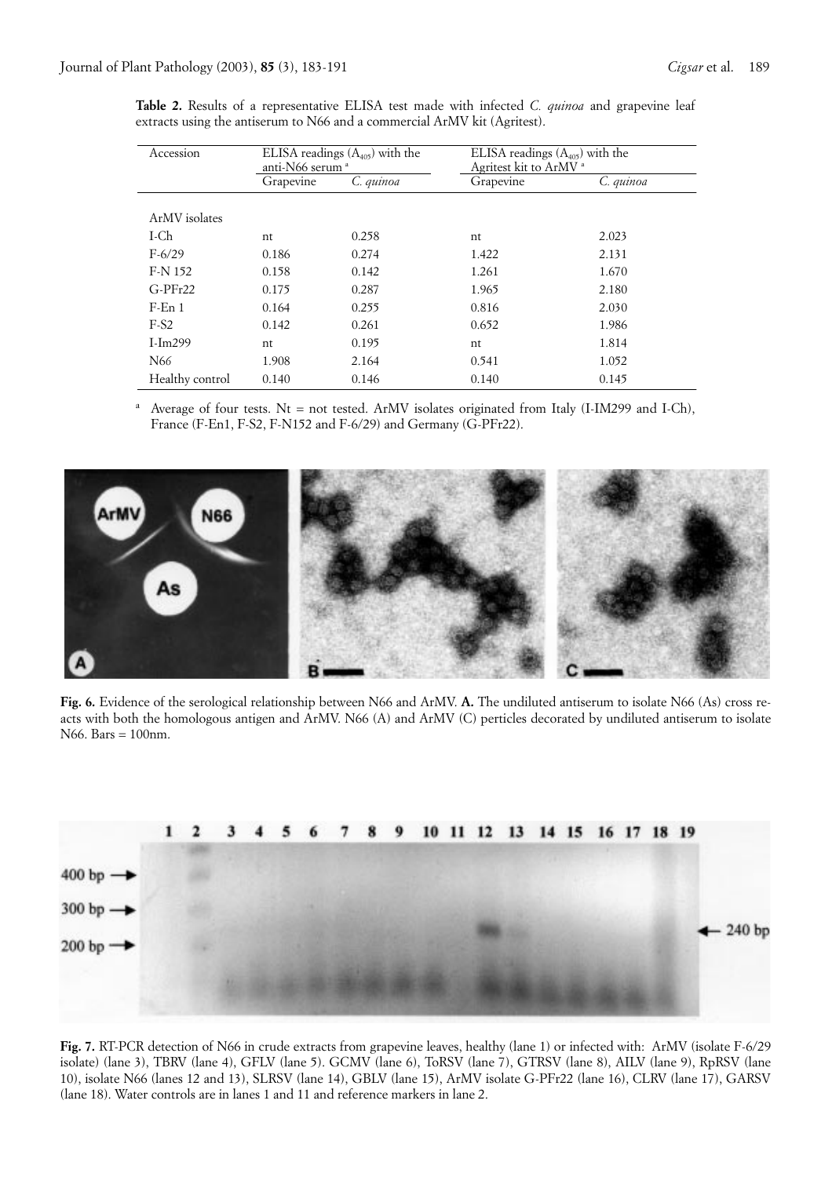**Table 2.** Results of a representative ELISA test made with infected *C. quinoa* and grapevine leaf extracts using the antiserum to N66 and a commercial ArMV kit (Agritest).

| Accession | ELISA readings ($A_{405}$) with the anti-N66 serum [a] | | ELISA readings ($A_{405}$) with the Agritest kit to ArMV [a] | |
|---|---|---|---|---|
| | Grapevine | *C. quinoa* | Grapevine | *C. quinoa* |
| ArMV isolates | | | | |
| I-Ch | nt | 0.258 | nt | 2.023 |
| F-6/29 | 0.186 | 0.274 | 1.422 | 2.131 |
| F-N 152 | 0.158 | 0.142 | 1.261 | 1.670 |
| G-PFr22 | 0.175 | 0.287 | 1.965 | 2.180 |
| F-En 1 | 0.164 | 0.255 | 0.816 | 2.030 |
| F-S2 | 0.142 | 0.261 | 0.652 | 1.986 |
| I-Im299 | nt | 0.195 | nt | 1.814 |
| N66 | 1.908 | 2.164 | 0.541 | 1.052 |
| Healthy control | 0.140 | 0.146 | 0.140 | 0.145 |

[a] Average of four tests. Nt = not tested. ArMV isolates originated from Italy (I-IM299 and I-Ch), France (F-En1, F-S2, F-N152 and F-6/29) and Germany (G-PFr22).

**Fig. 6.** Evidence of the serological relationship between N66 and ArMV. **A.** The undiluted antiserum to isolate N66 (As) cross reacts with both the homologous antigen and ArMV. N66 (A) and ArMV (C) perticles decorated by undiluted antiserum to isolate N66. Bars = 100nm.

**Fig. 7.** RT-PCR detection of N66 in crude extracts from grapevine leaves, healthy (lane 1) or infected with: ArMV (isolate F-6/29 isolate) (lane 3), TBRV (lane 4), GFLV (lane 5). GCMV (lane 6), ToRSV (lane 7), GTRSV (lane 8), AILV (lane 9), RpRSV (lane 10), isolate N66 (lanes 12 and 13), SLRSV (lane 14), GBLV (lane 15), ArMV isolate G-PFr22 (lane 16), CLRV (lane 17), GARSV (lane 18). Water controls are in lanes 1 and 11 and reference markers in lane 2.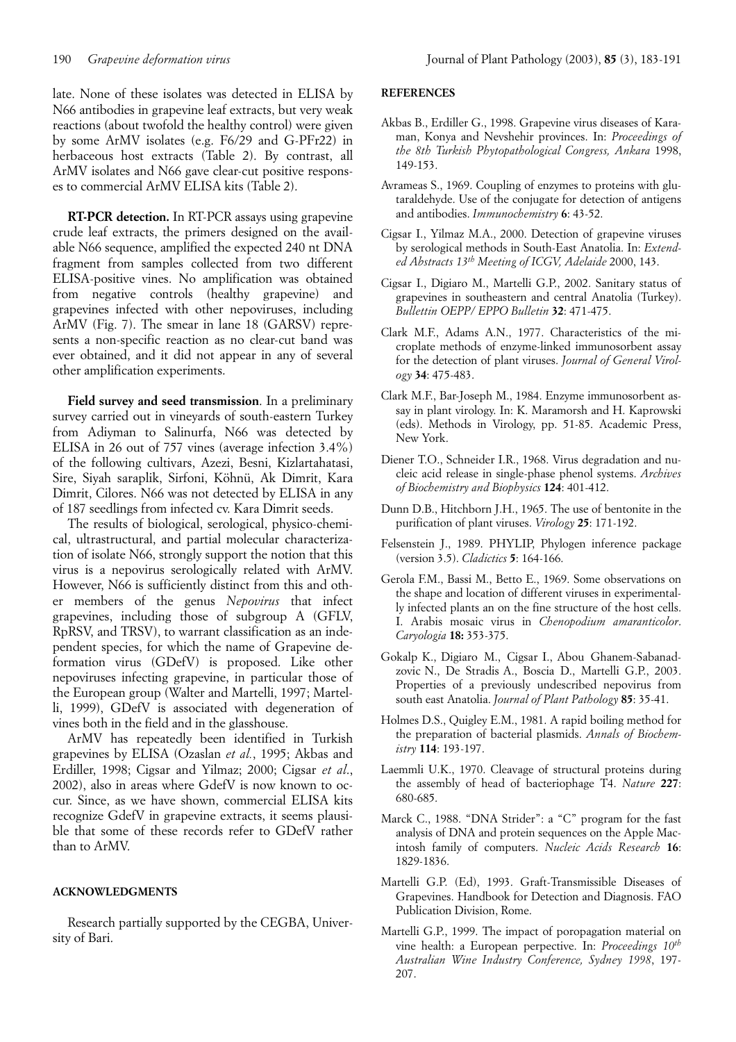late. None of these isolates was detected in ELISA by N66 antibodies in grapevine leaf extracts, but very weak reactions (about twofold the healthy control) were given by some ArMV isolates (e.g. F6/29 and G-PFr22) in herbaceous host extracts (Table 2). By contrast, all ArMV isolates and N66 gave clear-cut positive responses to commercial ArMV ELISA kits (Table 2).

**RT-PCR detection.** In RT-PCR assays using grapevine crude leaf extracts, the primers designed on the available N66 sequence, amplified the expected 240 nt DNA fragment from samples collected from two different ELISA-positive vines. No amplification was obtained from negative controls (healthy grapevine) and grapevines infected with other nepoviruses, including ArMV (Fig. 7). The smear in lane 18 (GARSV) represents a non-specific reaction as no clear-cut band was ever obtained, and it did not appear in any of several other amplification experiments.

**Field survey and seed transmission**. In a preliminary survey carried out in vineyards of south-eastern Turkey from Adiyman to Salinurfa, N66 was detected by ELISA in 26 out of 757 vines (average infection 3.4%) of the following cultivars, Azezi, Besni, Kizlartahatasi, Sire, Siyah saraplik, Sirfoni, Köhnü, Ak Dimrit, Kara Dimrit, Cilores. N66 was not detected by ELISA in any of 187 seedlings from infected cv. Kara Dimrit seeds.

The results of biological, serological, physico-chemical, ultrastructural, and partial molecular characterization of isolate N66, strongly support the notion that this virus is a nepovirus serologically related with ArMV. However, N66 is sufficiently distinct from this and other members of the genus *Nepovirus* that infect grapevines, including those of subgroup A (GFLV, RpRSV, and TRSV), to warrant classification as an independent species, for which the name of Grapevine deformation virus (GDefV) is proposed. Like other nepoviruses infecting grapevine, in particular those of the European group (Walter and Martelli, 1997; Martelli, 1999), GDefV is associated with degeneration of vines both in the field and in the glasshouse.

ArMV has repeatedly been identified in Turkish grapevines by ELISA (Ozaslan *et al.*, 1995; Akbas and Erdiller, 1998; Cigsar and Yilmaz; 2000; Cigsar *et al*., 2002), also in areas where GdefV is now known to occur. Since, as we have shown, commercial ELISA kits recognize GdefV in grapevine extracts, it seems plausible that some of these records refer to GDefV rather than to ArMV.

## ACKNOWLEDGMENTS

Research partially supported by the CEGBA, University of Bari.

## REFERENCES

Akbas B., Erdiller G., 1998. Grapevine virus diseases of Karaman, Konya and Nevshehir provinces. In: *Proceedings of the 8th Turkish Phytopathological Congress, Ankara* 1998, 149-153.

Avrameas S., 1969. Coupling of enzymes to proteins with glutaraldehyde. Use of the conjugate for detection of antigens and antibodies. *Immunochemistry* **6**: 43-52.

Cigsar I., Yilmaz M.A., 2000. Detection of grapevine viruses by serological methods in South-East Anatolia. In: *Extended Abstracts 13th Meeting of ICGV, Adelaide* 2000, 143.

Cigsar I., Digiaro M., Martelli G.P., 2002. Sanitary status of grapevines in southeastern and central Anatolia (Turkey). *Bullettin OEPP/EPPO Bulletin* **32**: 471-475.

Clark M.F., Adams A.N., 1977. Characteristics of the microplate methods of enzyme-linked immunosorbent assay for the detection of plant viruses. *Journal of General Virology* **34**: 475-483.

Clark M.F., Bar-Joseph M., 1984. Enzyme immunosorbent assay in plant virology. In: K. Maramorsh and H. Kaprowski (eds). Methods in Virology, pp. 51-85. Academic Press, New York.

Diener T.O., Schneider I.R., 1968. Virus degradation and nucleic acid release in single-phase phenol systems. *Archives of Biochemistry and Biophysics* **124**: 401-412.

Dunn D.B., Hitchborn J.H., 1965. The use of bentonite in the purification of plant viruses. *Virology* **25**: 171-192.

Felsenstein J., 1989. PHYLIP, Phylogen inference package (version 3.5). *Cladictics* **5**: 164-166.

Gerola F.M., Bassi M., Betto E., 1969. Some observations on the shape and location of different viruses in experimentally infected plants an on the fine structure of the host cells. I. Arabis mosaic virus in *Chenopodium amaranticolor*. *Caryologia* **18:** 353-375.

Gokalp K., Digiaro M., Cigsar I., Abou Ghanem-Sabanadzovic N., De Stradis A., Boscia D., Martelli G.P., 2003. Properties of a previously undescribed nepovirus from south east Anatolia. *Journal of Plant Pathology* **85**: 35-41.

Holmes D.S., Quigley E.M., 1981. A rapid boiling method for the preparation of bacterial plasmids. *Annals of Biochemistry* **114**: 193-197.

Laemmli U.K., 1970. Cleavage of structural proteins during the assembly of head of bacteriophage T4. *Nature* **227**: 680-685.

Marck C., 1988. "DNA Strider": a "C" program for the fast analysis of DNA and protein sequences on the Apple Macintosh family of computers. *Nucleic Acids Research* **16**: 1829-1836.

Martelli G.P. (Ed), 1993. Graft-Transmissible Diseases of Grapevines. Handbook for Detection and Diagnosis. FAO Publication Division, Rome.

Martelli G.P., 1999. The impact of poropagation material on vine health: a European perpective. In: *Proceedings 10th Australian Wine Industry Conference, Sydney 1998*, 197-207.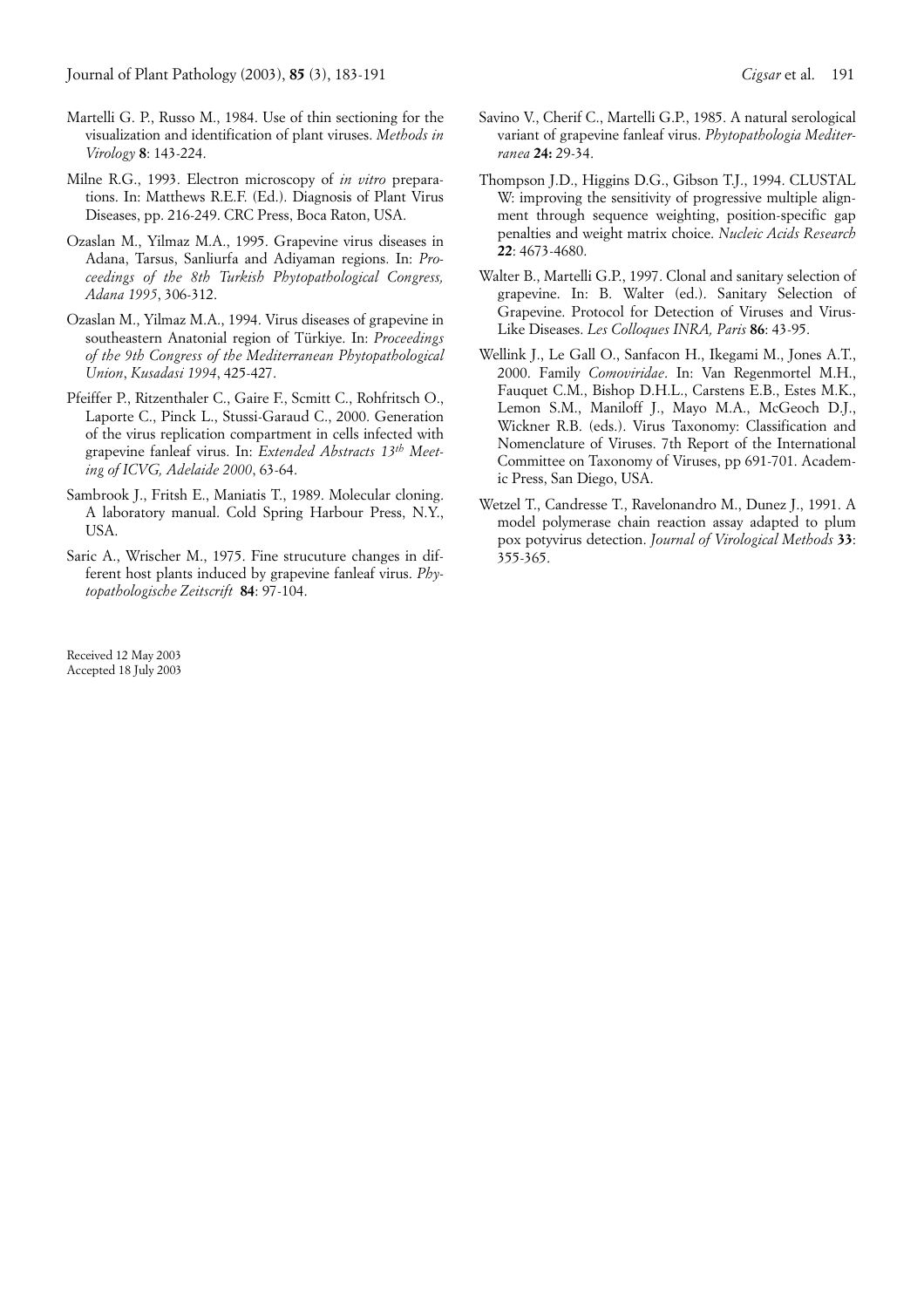Martelli G. P., Russo M., 1984. Use of thin sectioning for the visualization and identification of plant viruses. *Methods in Virology* **8**: 143-224.

Milne R.G., 1993. Electron microscopy of *in vitro* preparations. In: Matthews R.E.F. (Ed.). Diagnosis of Plant Virus Diseases, pp. 216-249. CRC Press, Boca Raton, USA.

Ozaslan M., Yilmaz M.A., 1995. Grapevine virus diseases in Adana, Tarsus, Sanliurfa and Adiyaman regions. In: *Proceedings of the 8th Turkish Phytopathological Congress, Adana 1995*, 306-312.

Ozaslan M., Yilmaz M.A., 1994. Virus diseases of grapevine in southeastern Anatonial region of Türkiye. In: *Proceedings of the 9th Congress of the Mediterranean Phytopathological Union*, *Kusadasi 1994*, 425-427.

Pfeiffer P., Ritzenthaler C., Gaire F., Scmitt C., Rohfritsch O., Laporte C., Pinck L., Stussi-Garaud C., 2000. Generation of the virus replication compartment in cells infected with grapevine fanleaf virus. In: *Extended Abstracts 13th Meeting of ICVG, Adelaide 2000*, 63-64.

Sambrook J., Fritsh E., Maniatis T., 1989. Molecular cloning. A laboratory manual. Cold Spring Harbour Press, N.Y., USA.

Saric A., Wrischer M., 1975. Fine strucuture changes in different host plants induced by grapevine fanleaf virus. *Phytopathologische Zeitscrift* **84**: 97-104.

Received 12 May 2003
Accepted 18 July 2003

Savino V., Cherif C., Martelli G.P., 1985. A natural serological variant of grapevine fanleaf virus. *Phytopathologia Mediterranea* **24:** 29-34.

Thompson J.D., Higgins D.G., Gibson T.J., 1994. CLUSTAL W: improving the sensitivity of progressive multiple alignment through sequence weighting, position-specific gap penalties and weight matrix choice. *Nucleic Acids Research* **22**: 4673-4680.

Walter B., Martelli G.P., 1997. Clonal and sanitary selection of grapevine. In: B. Walter (ed.). Sanitary Selection of Grapevine. Protocol for Detection of Viruses and Virus-Like Diseases. *Les Colloques INRA, Paris* **86**: 43-95.

Wellink J., Le Gall O., Sanfacon H., Ikegami M., Jones A.T., 2000. Family *Comoviridae*. In: Van Regenmortel M.H., Fauquet C.M., Bishop D.H.L., Carstens E.B., Estes M.K., Lemon S.M., Maniloff J., Mayo M.A., McGeoch D.J., Wickner R.B. (eds.). Virus Taxonomy: Classification and Nomenclature of Viruses. 7th Report of the International Committee on Taxonomy of Viruses, pp 691-701. Academic Press, San Diego, USA.

Wetzel T., Candresse T., Ravelonandro M., Dunez J., 1991. A model polymerase chain reaction assay adapted to plum pox potyvirus detection. *Journal of Virological Methods* **33**: 355-365.